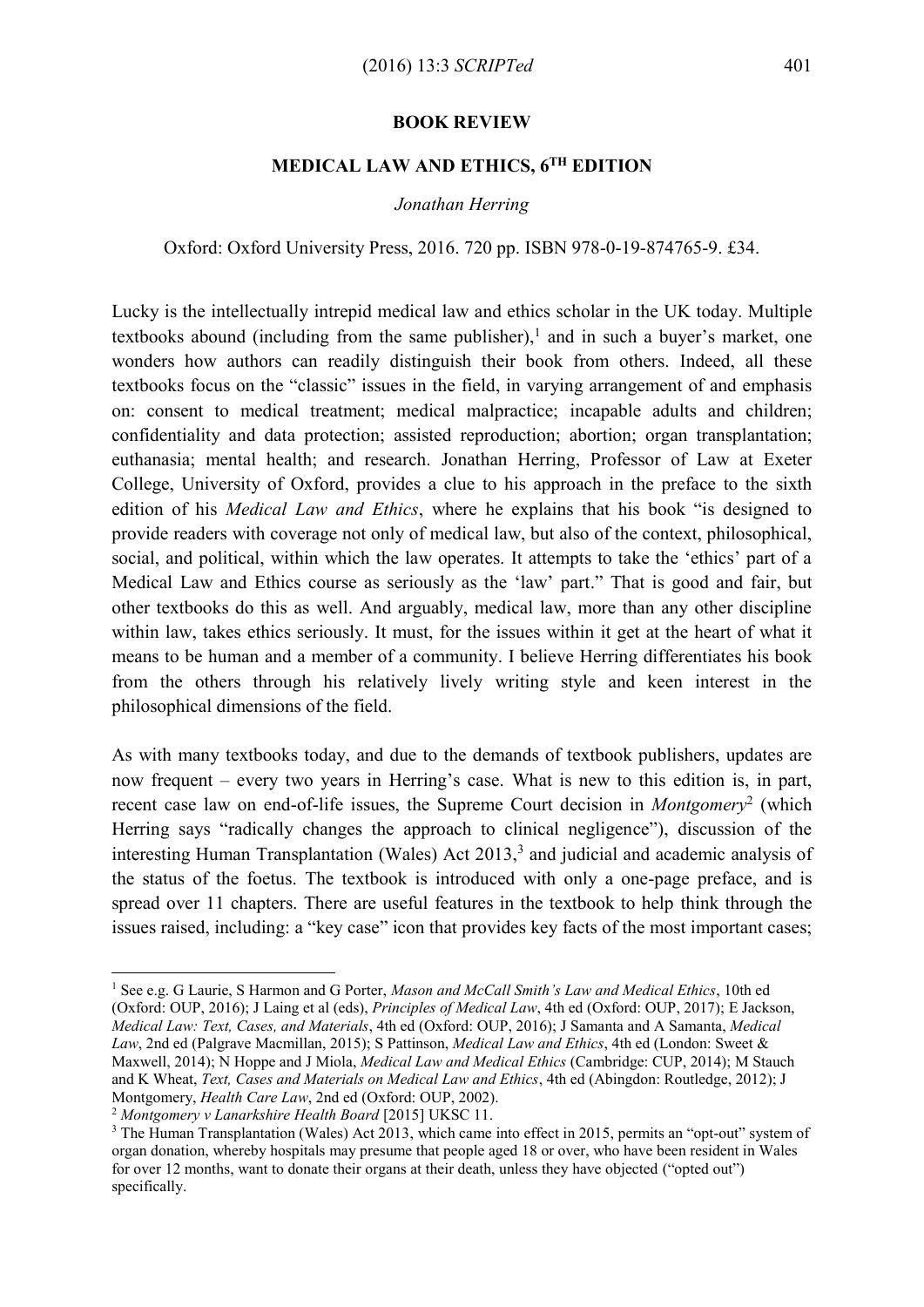**BOOK REVIEW**

# MEDICAL LAW AND ETHICS, 6TH EDITION

*Jonathan Herring*

Oxford: Oxford University Press, 2016. 720 pp. ISBN 978-0-19-874765-9. £34.

Lucky is the intellectually intrepid medical law and ethics scholar in the UK today. Multiple textbooks abound (including from the same publisher),[1] and in such a buyer's market, one wonders how authors can readily distinguish their book from others. Indeed, all these textbooks focus on the "classic" issues in the field, in varying arrangement of and emphasis on: consent to medical treatment; medical malpractice; incapable adults and children; confidentiality and data protection; assisted reproduction; abortion; organ transplantation; euthanasia; mental health; and research. Jonathan Herring, Professor of Law at Exeter College, University of Oxford, provides a clue to his approach in the preface to the sixth edition of his *Medical Law and Ethics*, where he explains that his book "is designed to provide readers with coverage not only of medical law, but also of the context, philosophical, social, and political, within which the law operates. It attempts to take the 'ethics' part of a Medical Law and Ethics course as seriously as the 'law' part." That is good and fair, but other textbooks do this as well. And arguably, medical law, more than any other discipline within law, takes ethics seriously. It must, for the issues within it get at the heart of what it means to be human and a member of a community. I believe Herring differentiates his book from the others through his relatively lively writing style and keen interest in the philosophical dimensions of the field.

As with many textbooks today, and due to the demands of textbook publishers, updates are now frequent – every two years in Herring's case. What is new to this edition is, in part, recent case law on end-of-life issues, the Supreme Court decision in *Montgomery*[2] (which Herring says "radically changes the approach to clinical negligence"), discussion of the interesting Human Transplantation (Wales) Act 2013,[3] and judicial and academic analysis of the status of the foetus. The textbook is introduced with only a one-page preface, and is spread over 11 chapters. There are useful features in the textbook to help think through the issues raised, including: a "key case" icon that provides key facts of the most important cases;

---

[1] See e.g. G Laurie, S Harmon and G Porter, *Mason and McCall Smith's Law and Medical Ethics*, 10th ed (Oxford: OUP, 2016); J Laing et al (eds), *Principles of Medical Law*, 4th ed (Oxford: OUP, 2017); E Jackson, *Medical Law: Text, Cases, and Materials*, 4th ed (Oxford: OUP, 2016); J Samanta and A Samanta, *Medical Law*, 2nd ed (Palgrave Macmillan, 2015); S Pattinson, *Medical Law and Ethics*, 4th ed (London: Sweet & Maxwell, 2014); N Hoppe and J Miola, *Medical Law and Medical Ethics* (Cambridge: CUP, 2014); M Stauch and K Wheat, *Text, Cases and Materials on Medical Law and Ethics*, 4th ed (Abingdon: Routledge, 2012); J Montgomery, *Health Care Law*, 2nd ed (Oxford: OUP, 2002).

[2] *Montgomery v Lanarkshire Health Board* [2015] UKSC 11.

[3] The Human Transplantation (Wales) Act 2013, which came into effect in 2015, permits an "opt-out" system of organ donation, whereby hospitals may presume that people aged 18 or over, who have been resident in Wales for over 12 months, want to donate their organs at their death, unless they have objected ("opted out") specifically.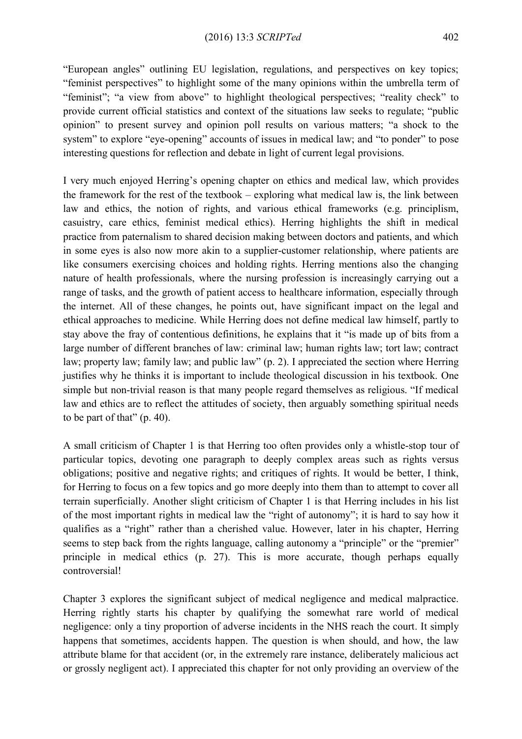"European angles" outlining EU legislation, regulations, and perspectives on key topics; "feminist perspectives" to highlight some of the many opinions within the umbrella term of "feminist"; "a view from above" to highlight theological perspectives; "reality check" to provide current official statistics and context of the situations law seeks to regulate; "public opinion" to present survey and opinion poll results on various matters; "a shock to the system" to explore "eye-opening" accounts of issues in medical law; and "to ponder" to pose interesting questions for reflection and debate in light of current legal provisions.

I very much enjoyed Herring's opening chapter on ethics and medical law, which provides the framework for the rest of the textbook – exploring what medical law is, the link between law and ethics, the notion of rights, and various ethical frameworks (e.g. principlism, casuistry, care ethics, feminist medical ethics). Herring highlights the shift in medical practice from paternalism to shared decision making between doctors and patients, and which in some eyes is also now more akin to a supplier-customer relationship, where patients are like consumers exercising choices and holding rights. Herring mentions also the changing nature of health professionals, where the nursing profession is increasingly carrying out a range of tasks, and the growth of patient access to healthcare information, especially through the internet. All of these changes, he points out, have significant impact on the legal and ethical approaches to medicine. While Herring does not define medical law himself, partly to stay above the fray of contentious definitions, he explains that it "is made up of bits from a large number of different branches of law: criminal law; human rights law; tort law; contract law; property law; family law; and public law" (p. 2). I appreciated the section where Herring justifies why he thinks it is important to include theological discussion in his textbook. One simple but non-trivial reason is that many people regard themselves as religious. "If medical law and ethics are to reflect the attitudes of society, then arguably something spiritual needs to be part of that" (p. 40).

A small criticism of Chapter 1 is that Herring too often provides only a whistle-stop tour of particular topics, devoting one paragraph to deeply complex areas such as rights versus obligations; positive and negative rights; and critiques of rights. It would be better, I think, for Herring to focus on a few topics and go more deeply into them than to attempt to cover all terrain superficially. Another slight criticism of Chapter 1 is that Herring includes in his list of the most important rights in medical law the "right of autonomy"; it is hard to say how it qualifies as a "right" rather than a cherished value. However, later in his chapter, Herring seems to step back from the rights language, calling autonomy a "principle" or the "premier" principle in medical ethics (p. 27). This is more accurate, though perhaps equally controversial!

Chapter 3 explores the significant subject of medical negligence and medical malpractice. Herring rightly starts his chapter by qualifying the somewhat rare world of medical negligence: only a tiny proportion of adverse incidents in the NHS reach the court. It simply happens that sometimes, accidents happen. The question is when should, and how, the law attribute blame for that accident (or, in the extremely rare instance, deliberately malicious act or grossly negligent act). I appreciated this chapter for not only providing an overview of the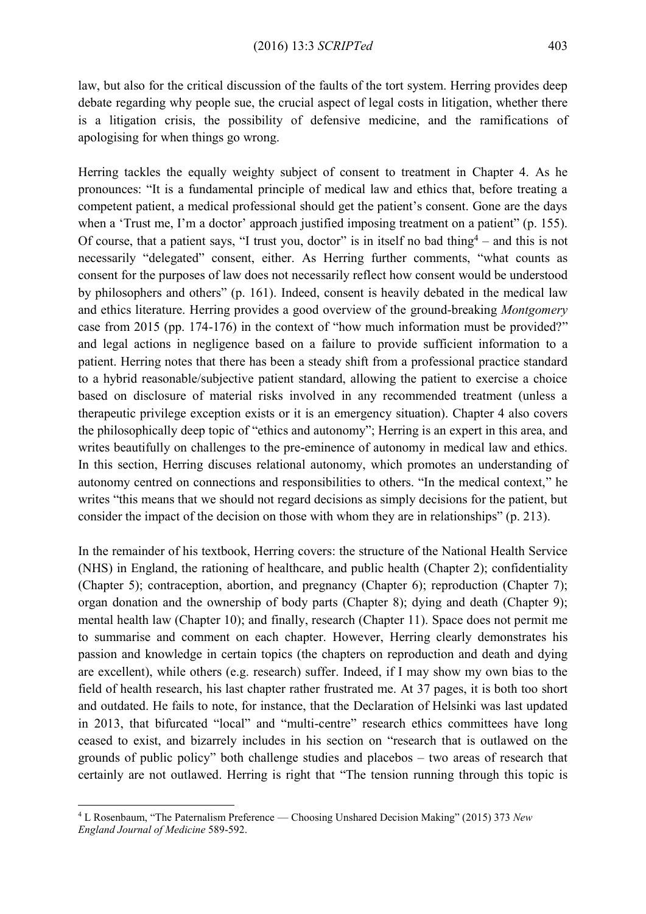law, but also for the critical discussion of the faults of the tort system. Herring provides deep debate regarding why people sue, the crucial aspect of legal costs in litigation, whether there is a litigation crisis, the possibility of defensive medicine, and the ramifications of apologising for when things go wrong.

Herring tackles the equally weighty subject of consent to treatment in Chapter 4. As he pronounces: "It is a fundamental principle of medical law and ethics that, before treating a competent patient, a medical professional should get the patient's consent. Gone are the days when a 'Trust me, I'm a doctor' approach justified imposing treatment on a patient" (p. 155). Of course, that a patient says, "I trust you, doctor" is in itself no bad thing[4] – and this is not necessarily "delegated" consent, either. As Herring further comments, "what counts as consent for the purposes of law does not necessarily reflect how consent would be understood by philosophers and others" (p. 161). Indeed, consent is heavily debated in the medical law and ethics literature. Herring provides a good overview of the ground-breaking *Montgomery* case from 2015 (pp. 174-176) in the context of "how much information must be provided?" and legal actions in negligence based on a failure to provide sufficient information to a patient. Herring notes that there has been a steady shift from a professional practice standard to a hybrid reasonable/subjective patient standard, allowing the patient to exercise a choice based on disclosure of material risks involved in any recommended treatment (unless a therapeutic privilege exception exists or it is an emergency situation). Chapter 4 also covers the philosophically deep topic of "ethics and autonomy"; Herring is an expert in this area, and writes beautifully on challenges to the pre-eminence of autonomy in medical law and ethics. In this section, Herring discuses relational autonomy, which promotes an understanding of autonomy centred on connections and responsibilities to others. "In the medical context," he writes "this means that we should not regard decisions as simply decisions for the patient, but consider the impact of the decision on those with whom they are in relationships" (p. 213).

In the remainder of his textbook, Herring covers: the structure of the National Health Service (NHS) in England, the rationing of healthcare, and public health (Chapter 2); confidentiality (Chapter 5); contraception, abortion, and pregnancy (Chapter 6); reproduction (Chapter 7); organ donation and the ownership of body parts (Chapter 8); dying and death (Chapter 9); mental health law (Chapter 10); and finally, research (Chapter 11). Space does not permit me to summarise and comment on each chapter. However, Herring clearly demonstrates his passion and knowledge in certain topics (the chapters on reproduction and death and dying are excellent), while others (e.g. research) suffer. Indeed, if I may show my own bias to the field of health research, his last chapter rather frustrated me. At 37 pages, it is both too short and outdated. He fails to note, for instance, that the Declaration of Helsinki was last updated in 2013, that bifurcated "local" and "multi-centre" research ethics committees have long ceased to exist, and bizarrely includes in his section on "research that is outlawed on the grounds of public policy" both challenge studies and placebos – two areas of research that certainly are not outlawed. Herring is right that "The tension running through this topic is

[4] L Rosenbaum, "The Paternalism Preference — Choosing Unshared Decision Making" (2015) 373 *New England Journal of Medicine* 589-592.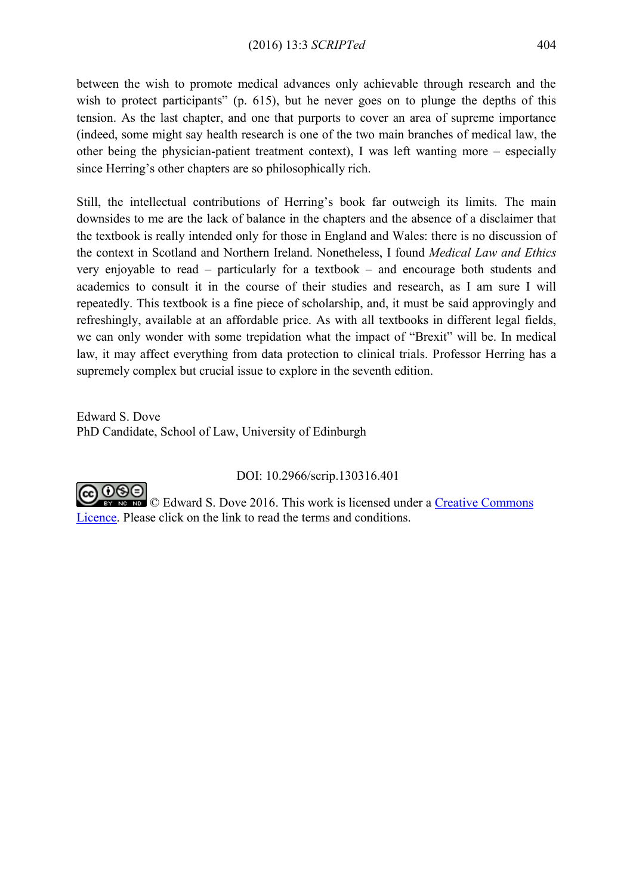between the wish to promote medical advances only achievable through research and the wish to protect participants" (p. 615), but he never goes on to plunge the depths of this tension. As the last chapter, and one that purports to cover an area of supreme importance (indeed, some might say health research is one of the two main branches of medical law, the other being the physician-patient treatment context), I was left wanting more – especially since Herring's other chapters are so philosophically rich.

Still, the intellectual contributions of Herring's book far outweigh its limits. The main downsides to me are the lack of balance in the chapters and the absence of a disclaimer that the textbook is really intended only for those in England and Wales: there is no discussion of the context in Scotland and Northern Ireland. Nonetheless, I found *Medical Law and Ethics* very enjoyable to read – particularly for a textbook – and encourage both students and academics to consult it in the course of their studies and research, as I am sure I will repeatedly. This textbook is a fine piece of scholarship, and, it must be said approvingly and refreshingly, available at an affordable price. As with all textbooks in different legal fields, we can only wonder with some trepidation what the impact of "Brexit" will be. In medical law, it may affect everything from data protection to clinical trials. Professor Herring has a supremely complex but crucial issue to explore in the seventh edition.

Edward S. Dove
PhD Candidate, School of Law, University of Edinburgh

DOI: 10.2966/scrip.130316.401

© Edward S. Dove 2016. This work is licensed under a Creative Commons Licence. Please click on the link to read the terms and conditions.